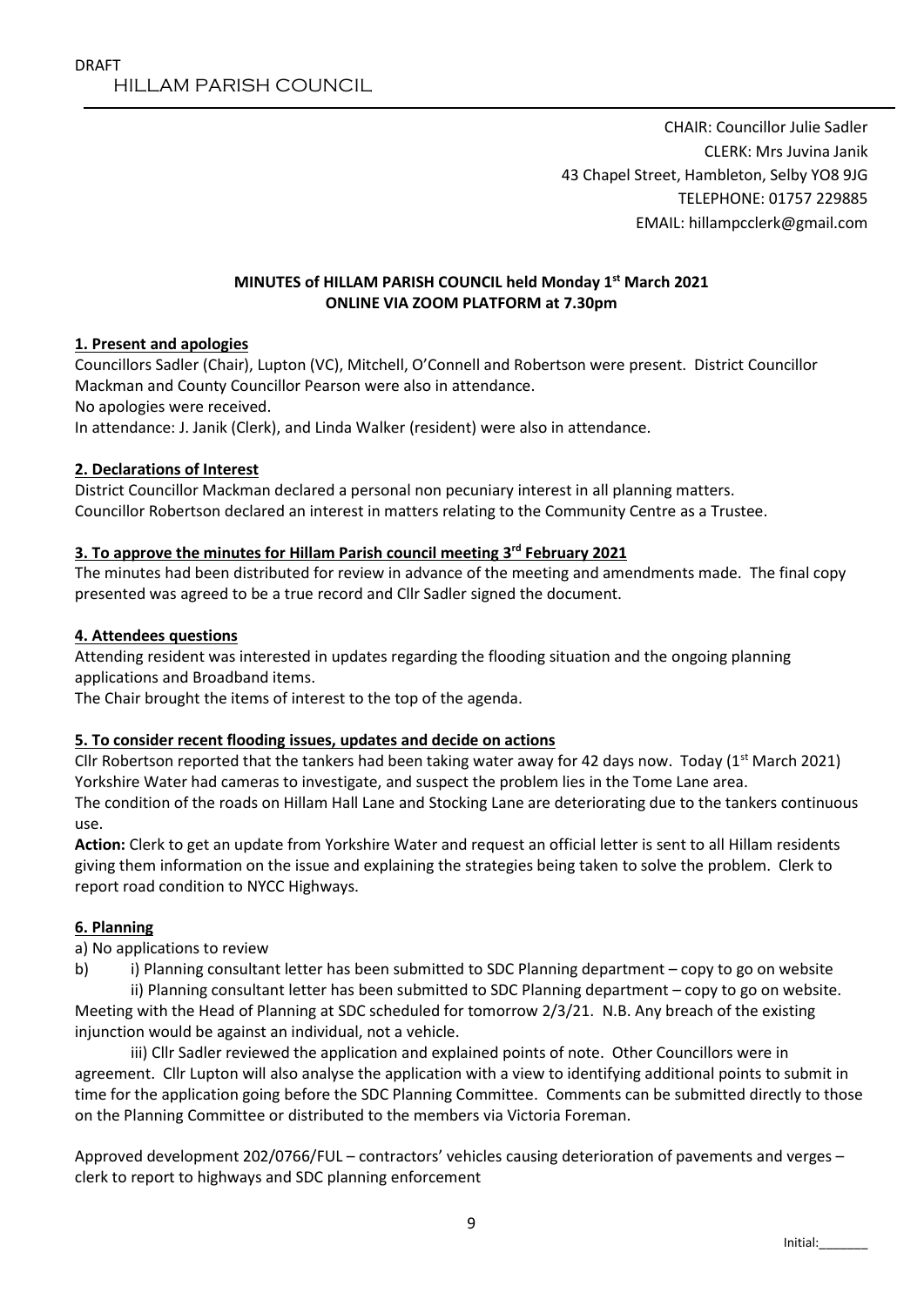DRAFT

HILLAM PARISH COUNCIL

CHAIR: Councillor Julie Sadler
CLERK: Mrs Juvina Janik
43 Chapel Street, Hambleton, Selby YO8 9JG
TELEPHONE: 01757 229885
EMAIL: hillampcclerk@gmail.com

**MINUTES of HILLAM PARISH COUNCIL held Monday 1st March 2021**
**ONLINE VIA ZOOM PLATFORM at 7.30pm**

**1. Present and apologies**

Councillors Sadler (Chair), Lupton (VC), Mitchell, O'Connell and Robertson were present. District Councillor Mackman and County Councillor Pearson were also in attendance.
No apologies were received.
In attendance: J. Janik (Clerk), and Linda Walker (resident) were also in attendance.

**2. Declarations of Interest**

District Councillor Mackman declared a personal non pecuniary interest in all planning matters.
Councillor Robertson declared an interest in matters relating to the Community Centre as a Trustee.

**3. To approve the minutes for Hillam Parish council meeting 3rd February 2021**

The minutes had been distributed for review in advance of the meeting and amendments made. The final copy presented was agreed to be a true record and Cllr Sadler signed the document.

**4. Attendees questions**

Attending resident was interested in updates regarding the flooding situation and the ongoing planning applications and Broadband items.
The Chair brought the items of interest to the top of the agenda.

**5. To consider recent flooding issues, updates and decide on actions**

Cllr Robertson reported that the tankers had been taking water away for 42 days now. Today (1st March 2021) Yorkshire Water had cameras to investigate, and suspect the problem lies in the Tome Lane area.
The condition of the roads on Hillam Hall Lane and Stocking Lane are deteriorating due to the tankers continuous use.

**Action:** Clerk to get an update from Yorkshire Water and request an official letter is sent to all Hillam residents giving them information on the issue and explaining the strategies being taken to solve the problem. Clerk to report road condition to NYCC Highways.

**6. Planning**

a) No applications to review

b) i) Planning consultant letter has been submitted to SDC Planning department – copy to go on website

ii) Planning consultant letter has been submitted to SDC Planning department – copy to go on website.
Meeting with the Head of Planning at SDC scheduled for tomorrow 2/3/21. N.B. Any breach of the existing injunction would be against an individual, not a vehicle.

iii) Cllr Sadler reviewed the application and explained points of note. Other Councillors were in agreement. Cllr Lupton will also analyse the application with a view to identifying additional points to submit in time for the application going before the SDC Planning Committee. Comments can be submitted directly to those on the Planning Committee or distributed to the members via Victoria Foreman.

Approved development 202/0766/FUL – contractors' vehicles causing deterioration of pavements and verges – clerk to report to highways and SDC planning enforcement

Initial:_______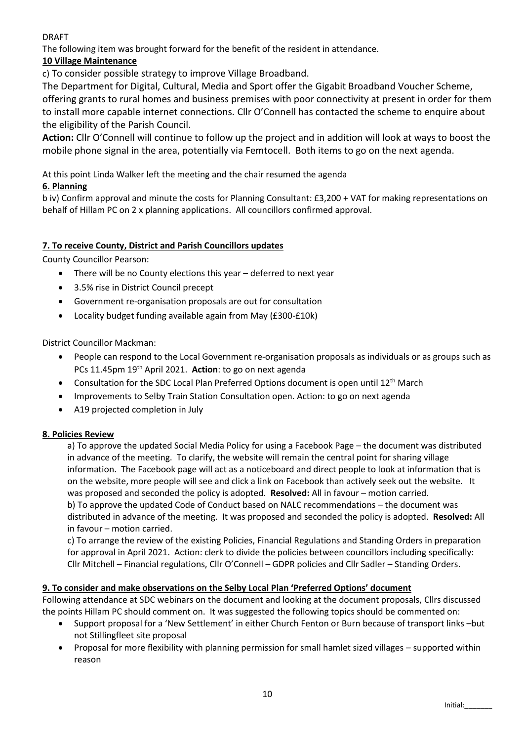DRAFT

The following item was brought forward for the benefit of the resident in attendance.

**10 Village Maintenance**

c) To consider possible strategy to improve Village Broadband.

The Department for Digital, Cultural, Media and Sport offer the Gigabit Broadband Voucher Scheme, offering grants to rural homes and business premises with poor connectivity at present in order for them to install more capable internet connections. Cllr O'Connell has contacted the scheme to enquire about the eligibility of the Parish Council.

**Action:** Cllr O'Connell will continue to follow up the project and in addition will look at ways to boost the mobile phone signal in the area, potentially via Femtocell. Both items to go on the next agenda.

At this point Linda Walker left the meeting and the chair resumed the agenda

**6. Planning**

b iv) Confirm approval and minute the costs for Planning Consultant: £3,200 + VAT for making representations on behalf of Hillam PC on 2 x planning applications. All councillors confirmed approval.

**7. To receive County, District and Parish Councillors updates**

County Councillor Pearson:

- There will be no County elections this year – deferred to next year
- 3.5% rise in District Council precept
- Government re-organisation proposals are out for consultation
- Locality budget funding available again from May (£300-£10k)

District Councillor Mackman:

- People can respond to the Local Government re-organisation proposals as individuals or as groups such as PCs 11.45pm 19th April 2021. **Action**: to go on next agenda
- Consultation for the SDC Local Plan Preferred Options document is open until 12th March
- Improvements to Selby Train Station Consultation open. Action: to go on next agenda
- A19 projected completion in July

**8. Policies Review**

a) To approve the updated Social Media Policy for using a Facebook Page – the document was distributed in advance of the meeting. To clarify, the website will remain the central point for sharing village information. The Facebook page will act as a noticeboard and direct people to look at information that is on the website, more people will see and click a link on Facebook than actively seek out the website. It was proposed and seconded the policy is adopted. **Resolved:** All in favour – motion carried.

b) To approve the updated Code of Conduct based on NALC recommendations – the document was distributed in advance of the meeting. It was proposed and seconded the policy is adopted. **Resolved:** All in favour – motion carried.

c) To arrange the review of the existing Policies, Financial Regulations and Standing Orders in preparation for approval in April 2021. Action: clerk to divide the policies between councillors including specifically: Cllr Mitchell – Financial regulations, Cllr O'Connell – GDPR policies and Cllr Sadler – Standing Orders.

**9. To consider and make observations on the Selby Local Plan 'Preferred Options' document**

Following attendance at SDC webinars on the document and looking at the document proposals, Cllrs discussed the points Hillam PC should comment on. It was suggested the following topics should be commented on:

- Support proposal for a 'New Settlement' in either Church Fenton or Burn because of transport links –but not Stillingfleet site proposal
- Proposal for more flexibility with planning permission for small hamlet sized villages – supported within reason

Initial:_______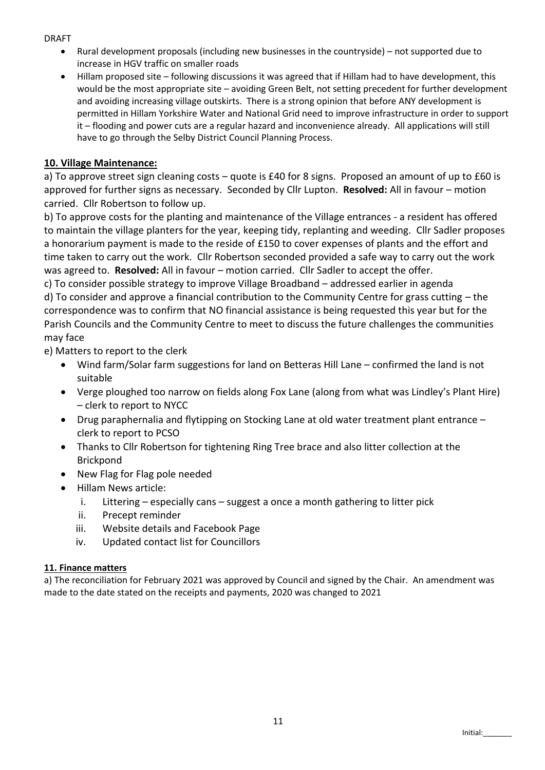DRAFT

- Rural development proposals (including new businesses in the countryside) – not supported due to increase in HGV traffic on smaller roads
- Hillam proposed site – following discussions it was agreed that if Hillam had to have development, this would be the most appropriate site – avoiding Green Belt, not setting precedent for further development and avoiding increasing village outskirts. There is a strong opinion that before ANY development is permitted in Hillam Yorkshire Water and National Grid need to improve infrastructure in order to support it – flooding and power cuts are a regular hazard and inconvenience already. All applications will still have to go through the Selby District Council Planning Process.

## 10. Village Maintenance:

a) To approve street sign cleaning costs – quote is £40 for 8 signs. Proposed an amount of up to £60 is approved for further signs as necessary. Seconded by Cllr Lupton. **Resolved:** All in favour – motion carried. Cllr Robertson to follow up.

b) To approve costs for the planting and maintenance of the Village entrances - a resident has offered to maintain the village planters for the year, keeping tidy, replanting and weeding. Cllr Sadler proposes a honorarium payment is made to the reside of £150 to cover expenses of plants and the effort and time taken to carry out the work. Cllr Robertson seconded provided a safe way to carry out the work was agreed to. **Resolved:** All in favour – motion carried. Cllr Sadler to accept the offer.

c) To consider possible strategy to improve Village Broadband – addressed earlier in agenda

d) To consider and approve a financial contribution to the Community Centre for grass cutting – the correspondence was to confirm that NO financial assistance is being requested this year but for the Parish Councils and the Community Centre to meet to discuss the future challenges the communities may face

e) Matters to report to the clerk

- Wind farm/Solar farm suggestions for land on Betteras Hill Lane – confirmed the land is not suitable
- Verge ploughed too narrow on fields along Fox Lane (along from what was Lindley's Plant Hire) – clerk to report to NYCC
- Drug paraphernalia and flytipping on Stocking Lane at old water treatment plant entrance – clerk to report to PCSO
- Thanks to Cllr Robertson for tightening Ring Tree brace and also litter collection at the Brickpond
- New Flag for Flag pole needed
- Hillam News article:
  i. Littering – especially cans – suggest a once a month gathering to litter pick
  ii. Precept reminder
  iii. Website details and Facebook Page
  iv. Updated contact list for Councillors

## 11. Finance matters

a) The reconciliation for February 2021 was approved by Council and signed by the Chair. An amendment was made to the date stated on the receipts and payments, 2020 was changed to 2021

Initial:_______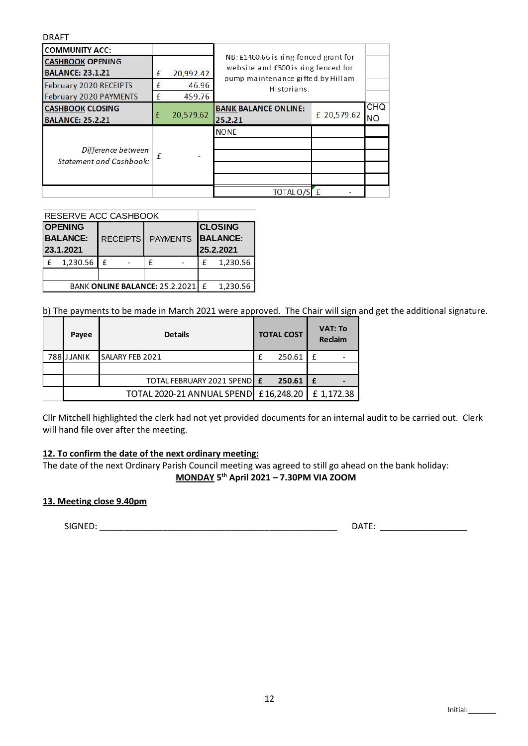DRAFT

| COMMUNITY ACC: | | NB: £1460.66 is ring-fenced grant for website and £500 is ring fenced for pump maintenance gifted by Hillam Historians. | | |
|---|---|---|---|---|
| CASHBOOK OPENING BALANCE: 23.1.21 | £ 20,992.42 | | | |
| February 2020 RECEIPTS | £ 46.96 | | | |
| February 2020 PAYMENTS | £ 459.76 | | | |
| CASHBOOK CLOSING BALANCE: 25.2.21 | £ 20,579.62 | BANK BALANCE ONLINE: 25.2.21 | £ 20,579.62 | CHQ NO |
| *Difference between Statement and Cashbook:* | £ - | NONE | | |
| | | | | |
| | | | | |
| | | | | |
| | | TOTAL O/S | £ - | |

| RESERVE ACC CASHBOOK | | | |
|---|---|---|---|
| OPENING BALANCE: 23.1.2021 | RECEIPTS | PAYMENTS | CLOSING BALANCE: 25.2.2021 |
| £ 1,230.56 | £ - | £ - | £ 1,230.56 |
| | | | |
| BANK ONLINE BALANCE: 25.2.2021 | | | £ 1,230.56 |

b) The payments to be made in March 2021 were approved. The Chair will sign and get the additional signature.

| | Payee | Details | TOTAL COST | VAT: To Reclaim |
|---|---|---|---|---|
| 788 | J.JANIK | SALARY FEB 2021 | £ 250.61 | £ - |
| | | | | |
| | | TOTAL FEBRUARY 2021 SPEND | **£ 250.61** | **£ -** |
| | | TOTAL 2020-21 ANNUAL SPEND | £ 16,248.20 | £ 1,172.38 |

Cllr Mitchell highlighted the clerk had not yet provided documents for an internal audit to be carried out. Clerk will hand file over after the meeting.

**12. To confirm the date of the next ordinary meeting:**

The date of the next Ordinary Parish Council meeting was agreed to still go ahead on the bank holiday:

**MONDAY 5th April 2021 – 7.30PM VIA ZOOM**

**13. Meeting close 9.40pm**

SIGNED: ______________________________ DATE: ______________

Initial:_______